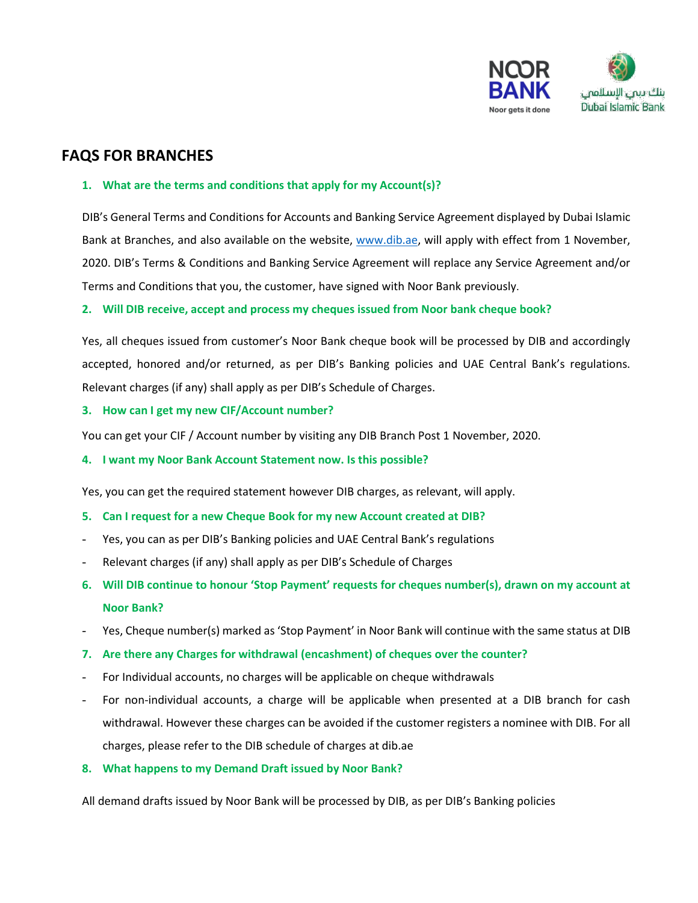# FAQS FOR BRANCHES

### 1. What are the terms and conditions that apply for my Account(s)?

DIB's General Terms and Conditions for Accounts and Banking Service Agreement displayed by Dubai Islamic Bank at Branches, and also available on the website, www.dib.ae, will apply with effect from 1 November, 2020. DIB's Terms & Conditions and Banking Service Agreement will replace any Service Agreement and/or Terms and Conditions that you, the customer, have signed with Noor Bank previously.

### 2. Will DIB receive, accept and process my cheques issued from Noor bank cheque book?

Yes, all cheques issued from customer's Noor Bank cheque book will be processed by DIB and accordingly accepted, honored and/or returned, as per DIB's Banking policies and UAE Central Bank's regulations. Relevant charges (if any) shall apply as per DIB's Schedule of Charges.

### 3. How can I get my new CIF/Account number?

You can get your CIF / Account number by visiting any DIB Branch Post 1 November, 2020.

### 4. I want my Noor Bank Account Statement now. Is this possible?

Yes, you can get the required statement however DIB charges, as relevant, will apply.

### 5. Can I request for a new Cheque Book for my new Account created at DIB?

- Yes, you can as per DIB's Banking policies and UAE Central Bank's regulations
- Relevant charges (if any) shall apply as per DIB's Schedule of Charges

### 6. Will DIB continue to honour 'Stop Payment' requests for cheques number(s), drawn on my account at Noor Bank?

- Yes, Cheque number(s) marked as 'Stop Payment' in Noor Bank will continue with the same status at DIB

### 7. Are there any Charges for withdrawal (encashment) of cheques over the counter?

- For Individual accounts, no charges will be applicable on cheque withdrawals
- For non-individual accounts, a charge will be applicable when presented at a DIB branch for cash withdrawal. However these charges can be avoided if the customer registers a nominee with DIB. For all charges, please refer to the DIB schedule of charges at dib.ae

### 8. What happens to my Demand Draft issued by Noor Bank?

All demand drafts issued by Noor Bank will be processed by DIB, as per DIB's Banking policies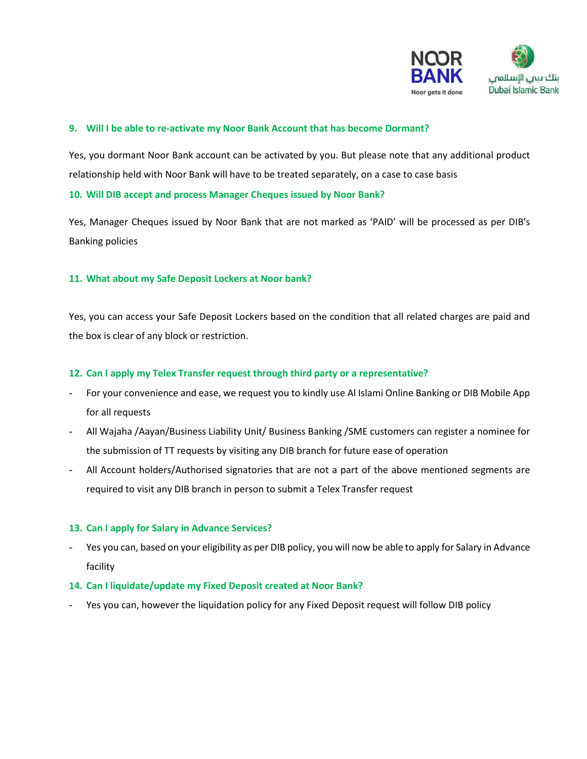### 9. Will I be able to re-activate my Noor Bank Account that has become Dormant?

Yes, you dormant Noor Bank account can be activated by you. But please note that any additional product relationship held with Noor Bank will have to be treated separately, on a case to case basis

### 10. Will DIB accept and process Manager Cheques issued by Noor Bank?

Yes, Manager Cheques issued by Noor Bank that are not marked as 'PAID' will be processed as per DIB's Banking policies

### 11. What about my Safe Deposit Lockers at Noor bank?

Yes, you can access your Safe Deposit Lockers based on the condition that all related charges are paid and the box is clear of any block or restriction.

### 12. Can I apply my Telex Transfer request through third party or a representative?

- For your convenience and ease, we request you to kindly use Al Islami Online Banking or DIB Mobile App for all requests
- All Wajaha /Aayan/Business Liability Unit/ Business Banking /SME customers can register a nominee for the submission of TT requests by visiting any DIB branch for future ease of operation
- All Account holders/Authorised signatories that are not a part of the above mentioned segments are required to visit any DIB branch in person to submit a Telex Transfer request

### 13. Can I apply for Salary in Advance Services?

- Yes you can, based on your eligibility as per DIB policy, you will now be able to apply for Salary in Advance facility

### 14. Can I liquidate/update my Fixed Deposit created at Noor Bank?

- Yes you can, however the liquidation policy for any Fixed Deposit request will follow DIB policy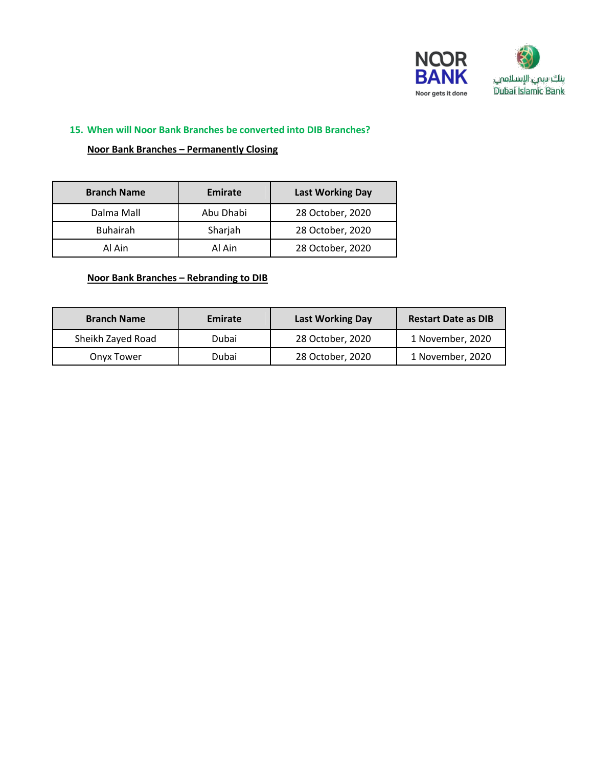### 15. When will Noor Bank Branches be converted into DIB Branches?

**Noor Bank Branches – Permanently Closing**

| Branch Name | Emirate | Last Working Day |
|---|---|---|
| Dalma Mall | Abu Dhabi | 28 October, 2020 |
| Buhairah | Sharjah | 28 October, 2020 |
| Al Ain | Al Ain | 28 October, 2020 |

**Noor Bank Branches – Rebranding to DIB**

| Branch Name | Emirate | Last Working Day | Restart Date as DIB |
|---|---|---|---|
| Sheikh Zayed Road | Dubai | 28 October, 2020 | 1 November, 2020 |
| Onyx Tower | Dubai | 28 October, 2020 | 1 November, 2020 |